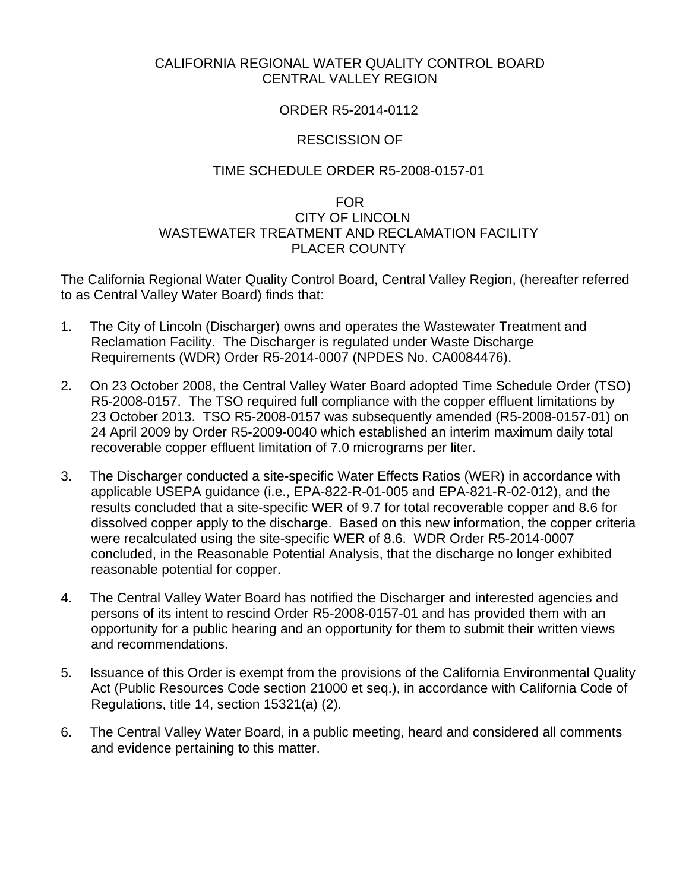CALIFORNIA REGIONAL WATER QUALITY CONTROL BOARD
CENTRAL VALLEY REGION

ORDER R5-2014-0112

RESCISSION OF

TIME SCHEDULE ORDER R5-2008-0157-01

FOR
CITY OF LINCOLN
WASTEWATER TREATMENT AND RECLAMATION FACILITY
PLACER COUNTY

The California Regional Water Quality Control Board, Central Valley Region, (hereafter referred to as Central Valley Water Board) finds that:

1. The City of Lincoln (Discharger) owns and operates the Wastewater Treatment and Reclamation Facility. The Discharger is regulated under Waste Discharge Requirements (WDR) Order R5-2014-0007 (NPDES No. CA0084476).

2. On 23 October 2008, the Central Valley Water Board adopted Time Schedule Order (TSO) R5-2008-0157. The TSO required full compliance with the copper effluent limitations by 23 October 2013. TSO R5-2008-0157 was subsequently amended (R5-2008-0157-01) on 24 April 2009 by Order R5-2009-0040 which established an interim maximum daily total recoverable copper effluent limitation of 7.0 micrograms per liter.

3. The Discharger conducted a site-specific Water Effects Ratios (WER) in accordance with applicable USEPA guidance (i.e., EPA-822-R-01-005 and EPA-821-R-02-012), and the results concluded that a site-specific WER of 9.7 for total recoverable copper and 8.6 for dissolved copper apply to the discharge. Based on this new information, the copper criteria were recalculated using the site-specific WER of 8.6. WDR Order R5-2014-0007 concluded, in the Reasonable Potential Analysis, that the discharge no longer exhibited reasonable potential for copper.

4. The Central Valley Water Board has notified the Discharger and interested agencies and persons of its intent to rescind Order R5-2008-0157-01 and has provided them with an opportunity for a public hearing and an opportunity for them to submit their written views and recommendations.

5. Issuance of this Order is exempt from the provisions of the California Environmental Quality Act (Public Resources Code section 21000 et seq.), in accordance with California Code of Regulations, title 14, section 15321(a) (2).

6. The Central Valley Water Board, in a public meeting, heard and considered all comments and evidence pertaining to this matter.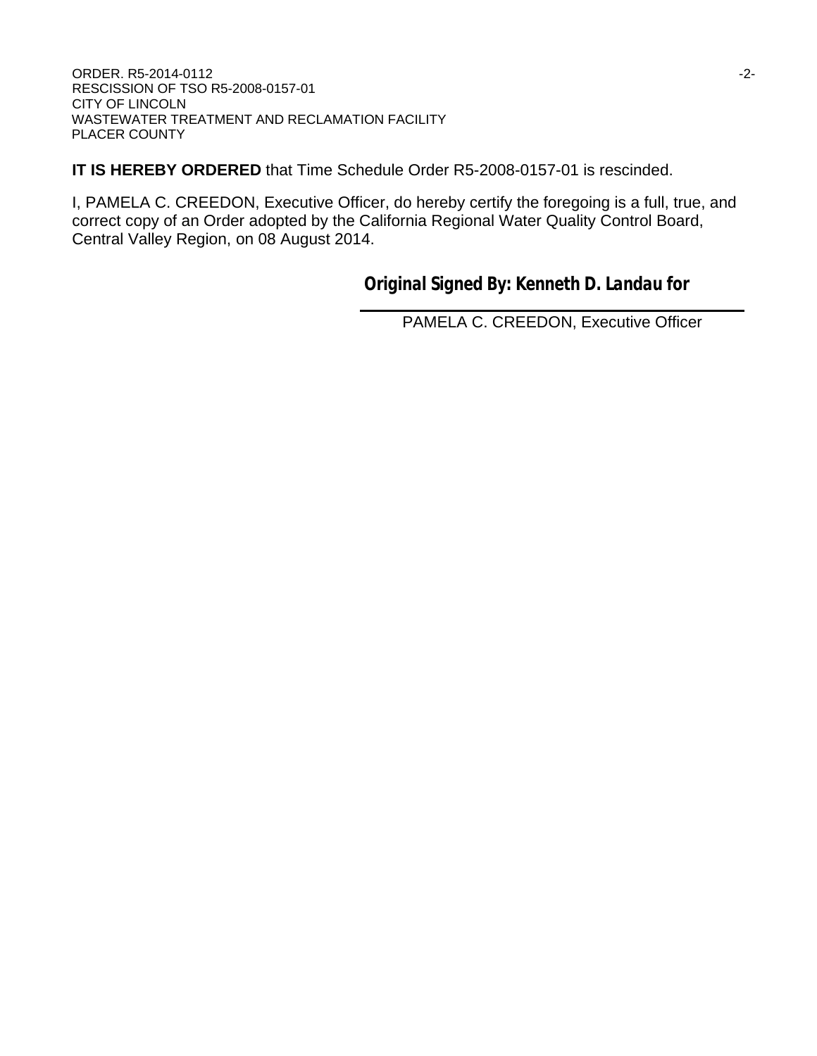**IT IS HEREBY ORDERED** that Time Schedule Order R5-2008-0157-01 is rescinded.

I, PAMELA C. CREEDON, Executive Officer, do hereby certify the foregoing is a full, true, and correct copy of an Order adopted by the California Regional Water Quality Control Board, Central Valley Region, on 08 August 2014.

***Original Signed By: Kenneth D. Landau for***

PAMELA C. CREEDON, Executive Officer